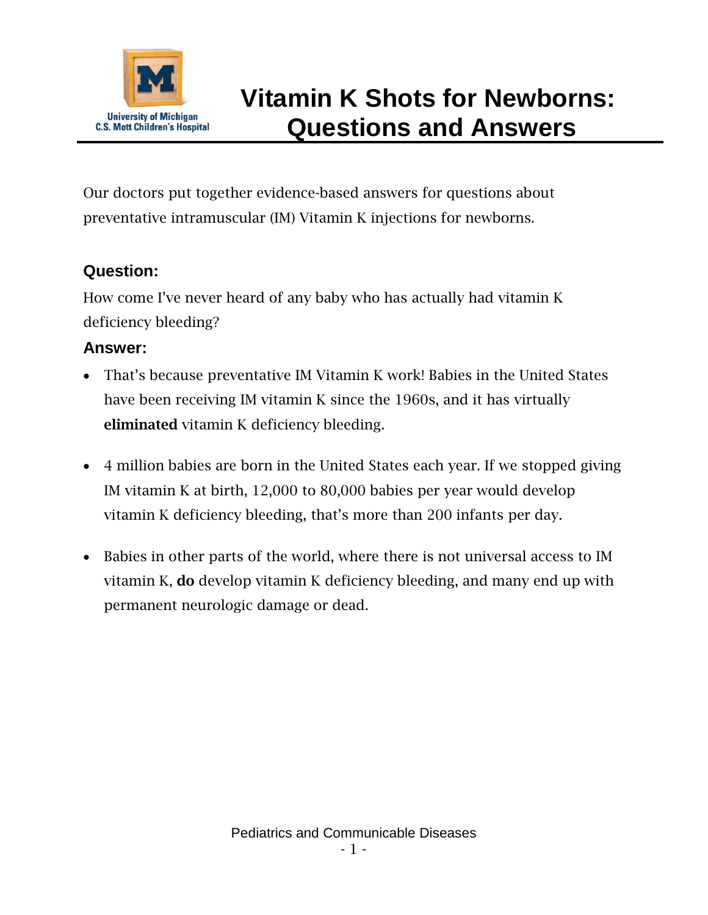University of Michigan
C.S. Mott Children's Hospital

# Vitamin K Shots for Newborns: Questions and Answers

Our doctors put together evidence-based answers for questions about preventative intramuscular (IM) Vitamin K injections for newborns.

### Question:

How come I've never heard of any baby who has actually had vitamin K deficiency bleeding?

### Answer:

- That's because preventative IM Vitamin K work! Babies in the United States have been receiving IM vitamin K since the 1960s, and it has virtually **eliminated** vitamin K deficiency bleeding.

- 4 million babies are born in the United States each year. If we stopped giving IM vitamin K at birth, 12,000 to 80,000 babies per year would develop vitamin K deficiency bleeding, that's more than 200 infants per day.

- Babies in other parts of the world, where there is not universal access to IM vitamin K, **do** develop vitamin K deficiency bleeding, and many end up with permanent neurologic damage or dead.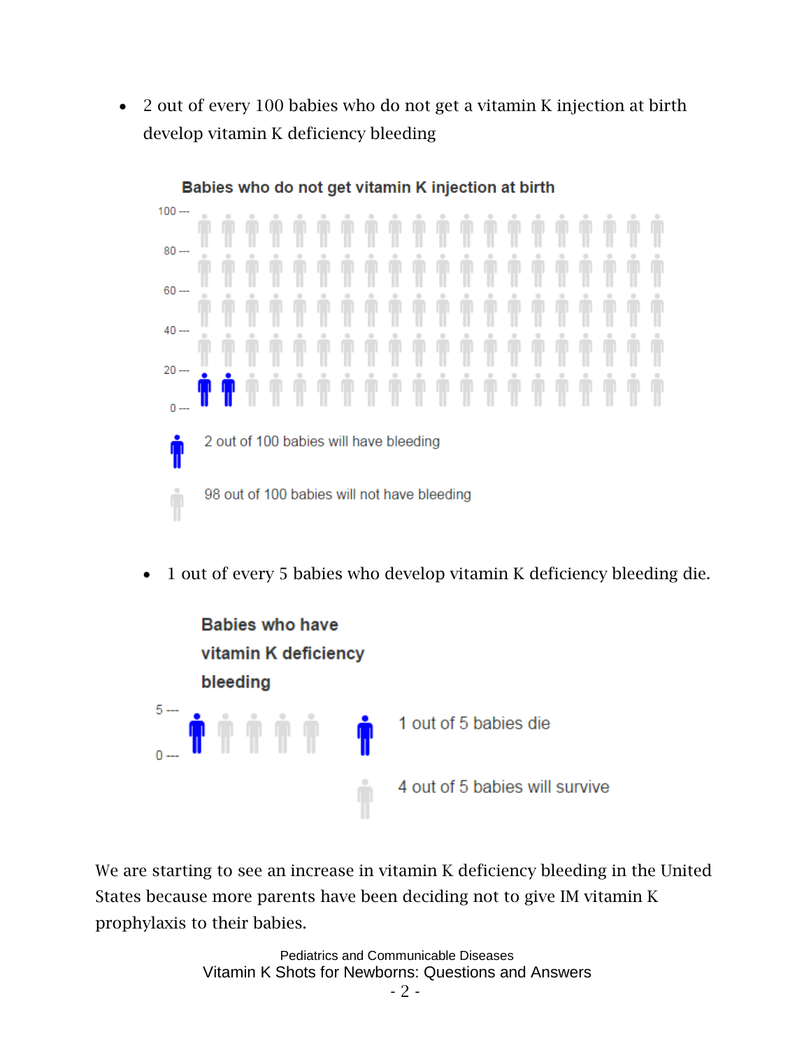- 2 out of every 100 babies who do not get a vitamin K injection at birth develop vitamin K deficiency bleeding

**Babies who do not get vitamin K injection at birth**

2 out of 100 babies will have bleeding

98 out of 100 babies will not have bleeding

- 1 out of every 5 babies who develop vitamin K deficiency bleeding die.

**Babies who have vitamin K deficiency bleeding**

1 out of 5 babies die

4 out of 5 babies will survive

We are starting to see an increase in vitamin K deficiency bleeding in the United States because more parents have been deciding not to give IM vitamin K prophylaxis to their babies.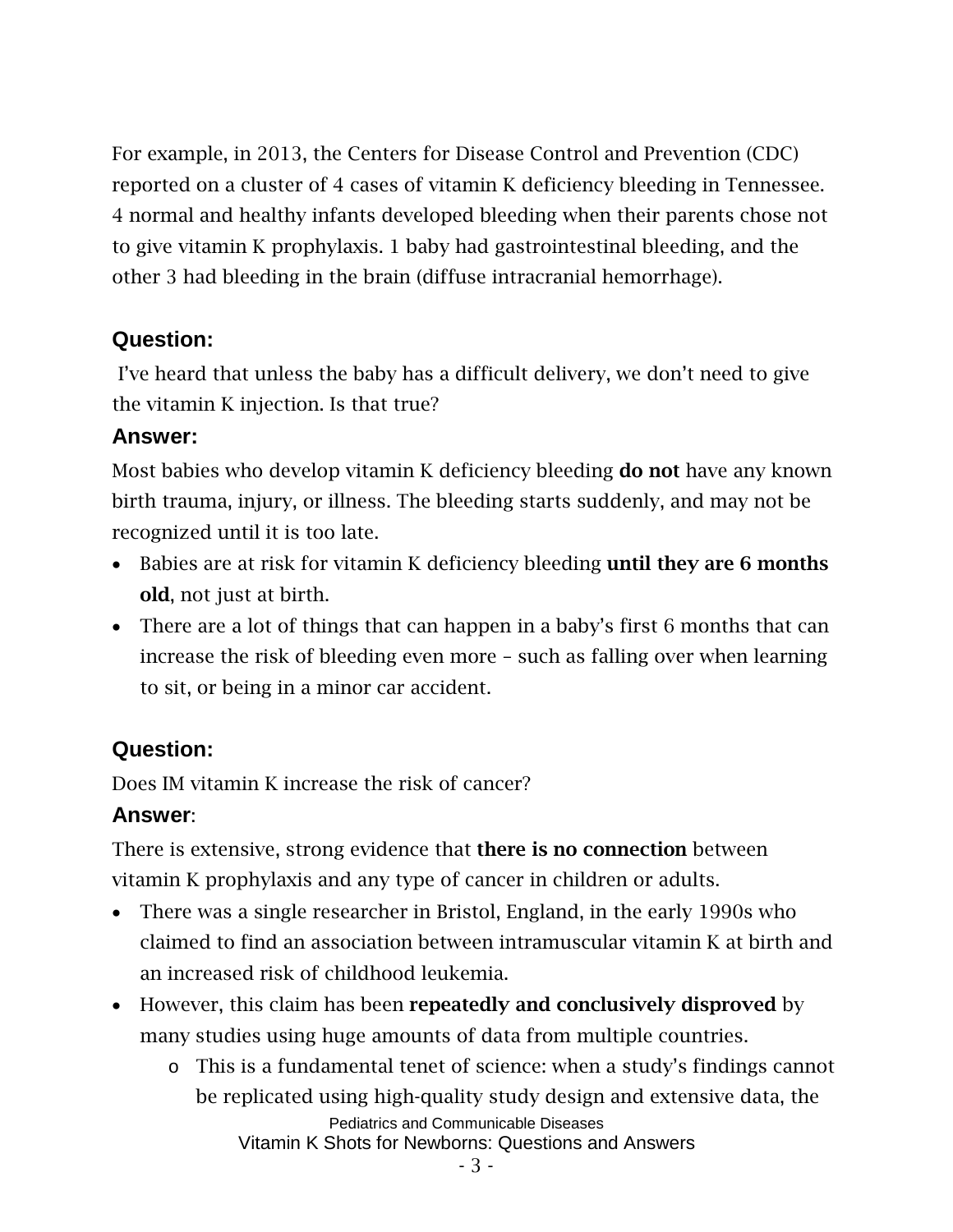For example, in 2013, the Centers for Disease Control and Prevention (CDC) reported on a cluster of 4 cases of vitamin K deficiency bleeding in Tennessee. 4 normal and healthy infants developed bleeding when their parents chose not to give vitamin K prophylaxis. 1 baby had gastrointestinal bleeding, and the other 3 had bleeding in the brain (diffuse intracranial hemorrhage).

### Question:

I've heard that unless the baby has a difficult delivery, we don't need to give the vitamin K injection. Is that true?

### Answer:

Most babies who develop vitamin K deficiency bleeding **do not** have any known birth trauma, injury, or illness. The bleeding starts suddenly, and may not be recognized until it is too late.

- Babies are at risk for vitamin K deficiency bleeding **until they are 6 months old**, not just at birth.
- There are a lot of things that can happen in a baby's first 6 months that can increase the risk of bleeding even more – such as falling over when learning to sit, or being in a minor car accident.

### Question:

Does IM vitamin K increase the risk of cancer?

### Answer:

There is extensive, strong evidence that **there is no connection** between vitamin K prophylaxis and any type of cancer in children or adults.

- There was a single researcher in Bristol, England, in the early 1990s who claimed to find an association between intramuscular vitamin K at birth and an increased risk of childhood leukemia.
- However, this claim has been **repeatedly and conclusively disproved** by many studies using huge amounts of data from multiple countries.
  - This is a fundamental tenet of science: when a study's findings cannot be replicated using high-quality study design and extensive data, the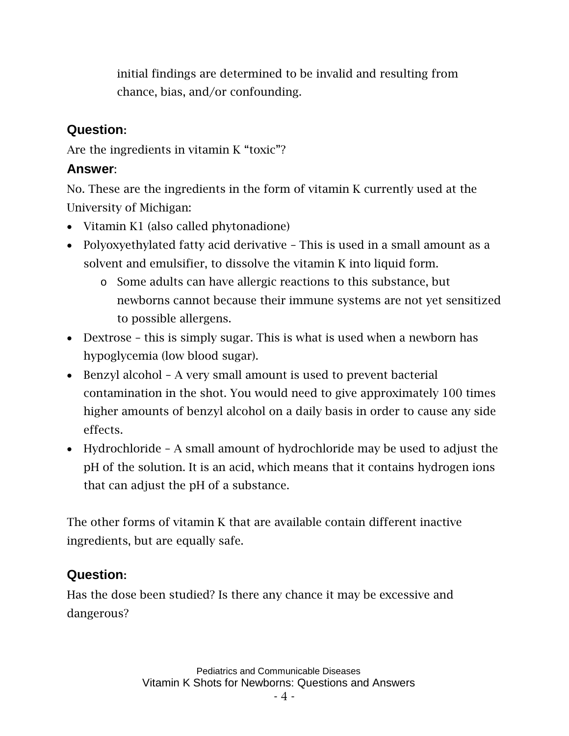initial findings are determined to be invalid and resulting from chance, bias, and/or confounding.

**Question:**

Are the ingredients in vitamin K "toxic"?

**Answer:**

No. These are the ingredients in the form of vitamin K currently used at the University of Michigan:

- Vitamin K1 (also called phytonadione)
- Polyoxyethylated fatty acid derivative – This is used in a small amount as a solvent and emulsifier, to dissolve the vitamin K into liquid form.
  - Some adults can have allergic reactions to this substance, but newborns cannot because their immune systems are not yet sensitized to possible allergens.
- Dextrose – this is simply sugar. This is what is used when a newborn has hypoglycemia (low blood sugar).
- Benzyl alcohol – A very small amount is used to prevent bacterial contamination in the shot. You would need to give approximately 100 times higher amounts of benzyl alcohol on a daily basis in order to cause any side effects.
- Hydrochloride – A small amount of hydrochloride may be used to adjust the pH of the solution. It is an acid, which means that it contains hydrogen ions that can adjust the pH of a substance.

The other forms of vitamin K that are available contain different inactive ingredients, but are equally safe.

**Question:**

Has the dose been studied? Is there any chance it may be excessive and dangerous?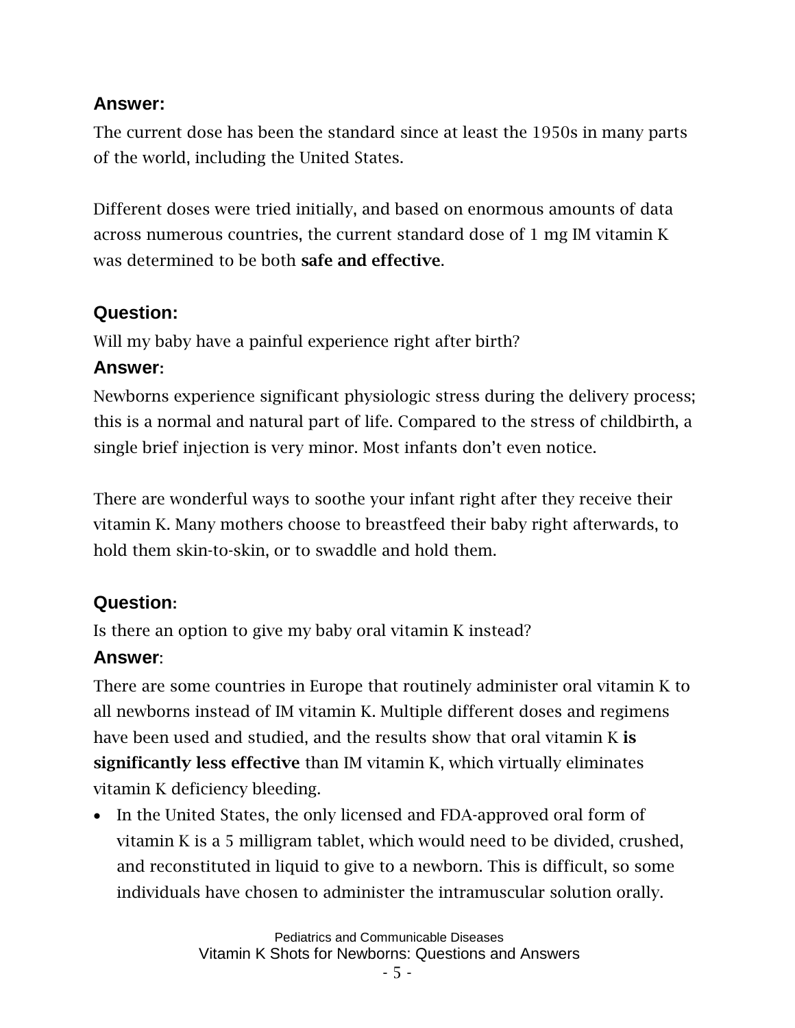**Answer:**

The current dose has been the standard since at least the 1950s in many parts of the world, including the United States.

Different doses were tried initially, and based on enormous amounts of data across numerous countries, the current standard dose of 1 mg IM vitamin K was determined to be both **safe and effective**.

**Question:**

Will my baby have a painful experience right after birth?

**Answer:**

Newborns experience significant physiologic stress during the delivery process; this is a normal and natural part of life. Compared to the stress of childbirth, a single brief injection is very minor. Most infants don't even notice.

There are wonderful ways to soothe your infant right after they receive their vitamin K. Many mothers choose to breastfeed their baby right afterwards, to hold them skin-to-skin, or to swaddle and hold them.

**Question:**

Is there an option to give my baby oral vitamin K instead?

**Answer:**

There are some countries in Europe that routinely administer oral vitamin K to all newborns instead of IM vitamin K. Multiple different doses and regimens have been used and studied, and the results show that oral vitamin K **is significantly less effective** than IM vitamin K, which virtually eliminates vitamin K deficiency bleeding.

- In the United States, the only licensed and FDA-approved oral form of vitamin K is a 5 milligram tablet, which would need to be divided, crushed, and reconstituted in liquid to give to a newborn. This is difficult, so some individuals have chosen to administer the intramuscular solution orally.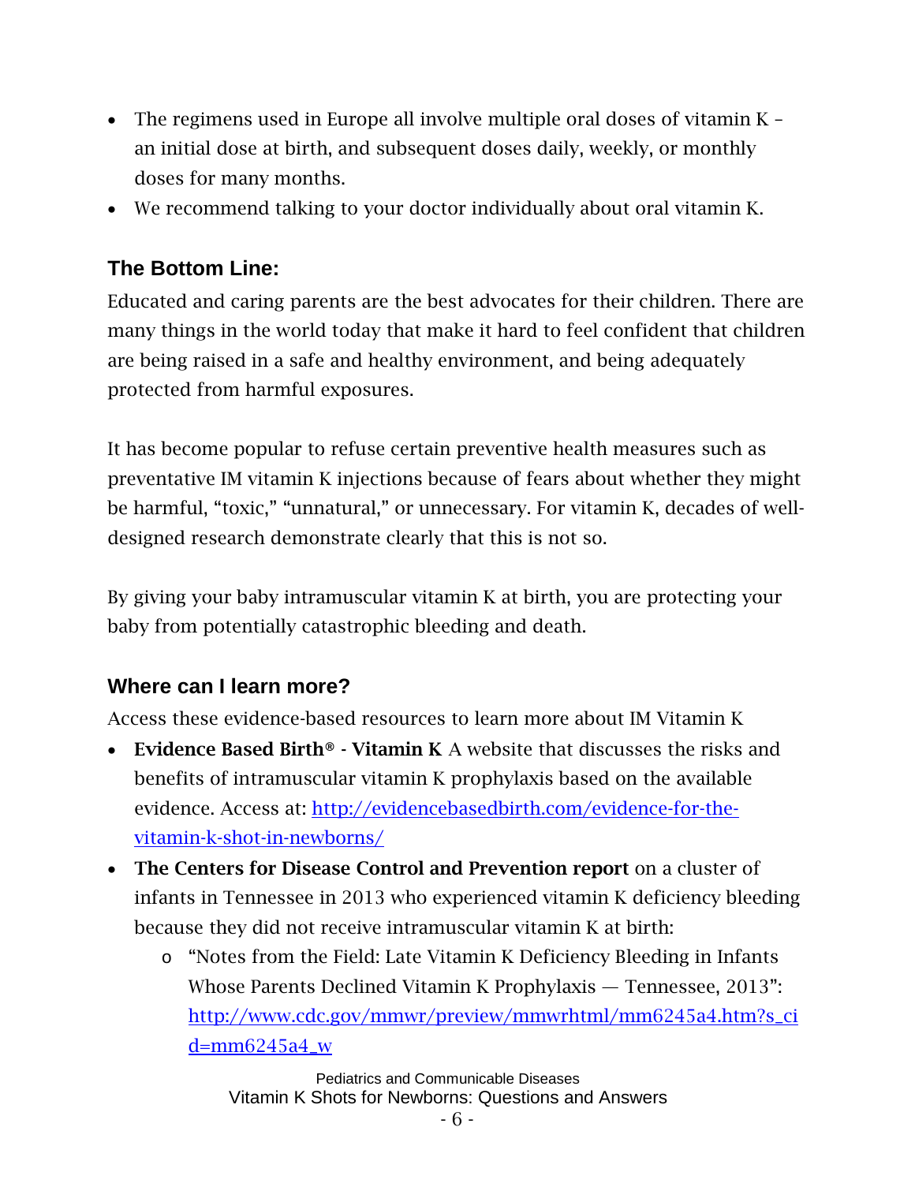- The regimens used in Europe all involve multiple oral doses of vitamin K – an initial dose at birth, and subsequent doses daily, weekly, or monthly doses for many months.
- We recommend talking to your doctor individually about oral vitamin K.

## The Bottom Line:

Educated and caring parents are the best advocates for their children. There are many things in the world today that make it hard to feel confident that children are being raised in a safe and healthy environment, and being adequately protected from harmful exposures.

It has become popular to refuse certain preventive health measures such as preventative IM vitamin K injections because of fears about whether they might be harmful, "toxic," "unnatural," or unnecessary. For vitamin K, decades of well-designed research demonstrate clearly that this is not so.

By giving your baby intramuscular vitamin K at birth, you are protecting your baby from potentially catastrophic bleeding and death.

## Where can I learn more?

Access these evidence-based resources to learn more about IM Vitamin K

- **Evidence Based Birth® - Vitamin K** A website that discusses the risks and benefits of intramuscular vitamin K prophylaxis based on the available evidence. Access at: http://evidencebasedbirth.com/evidence-for-the-vitamin-k-shot-in-newborns/
- **The Centers for Disease Control and Prevention report** on a cluster of infants in Tennessee in 2013 who experienced vitamin K deficiency bleeding because they did not receive intramuscular vitamin K at birth:
  - "Notes from the Field: Late Vitamin K Deficiency Bleeding in Infants Whose Parents Declined Vitamin K Prophylaxis — Tennessee, 2013": http://www.cdc.gov/mmwr/preview/mmwrhtml/mm6245a4.htm?s_cid=mm6245a4_w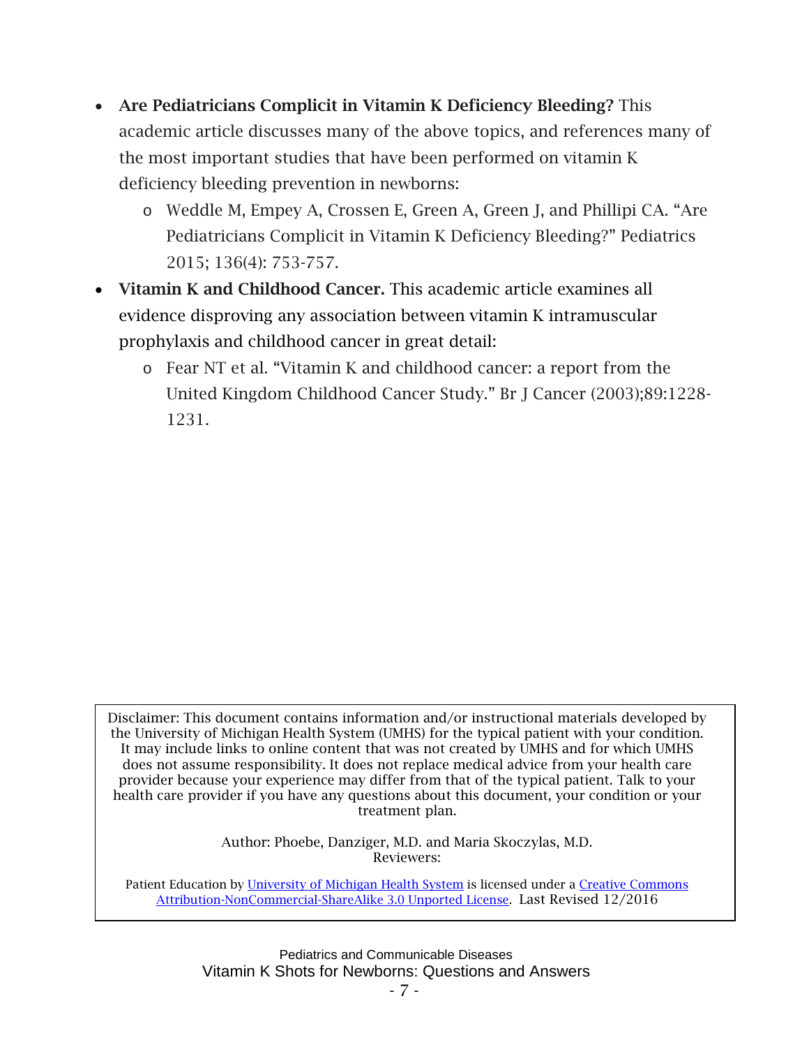- **Are Pediatricians Complicit in Vitamin K Deficiency Bleeding?** This academic article discusses many of the above topics, and references many of the most important studies that have been performed on vitamin K deficiency bleeding prevention in newborns:
    - Weddle M, Empey A, Crossen E, Green A, Green J, and Phillipi CA. "Are Pediatricians Complicit in Vitamin K Deficiency Bleeding?" Pediatrics 2015; 136(4): 753-757.
- **Vitamin K and Childhood Cancer.** This academic article examines all evidence disproving any association between vitamin K intramuscular prophylaxis and childhood cancer in great detail:
    - Fear NT et al. "Vitamin K and childhood cancer: a report from the United Kingdom Childhood Cancer Study." Br J Cancer (2003);89:1228-1231.

Disclaimer: This document contains information and/or instructional materials developed by the University of Michigan Health System (UMHS) for the typical patient with your condition. It may include links to online content that was not created by UMHS and for which UMHS does not assume responsibility. It does not replace medical advice from your health care provider because your experience may differ from that of the typical patient. Talk to your health care provider if you have any questions about this document, your condition or your treatment plan.

Author: Phoebe, Danziger, M.D. and Maria Skoczylas, M.D.
Reviewers:

Patient Education by [University of Michigan Health System] is licensed under a [Creative Commons Attribution-NonCommercial-ShareAlike 3.0 Unported License]. Last Revised 12/2016